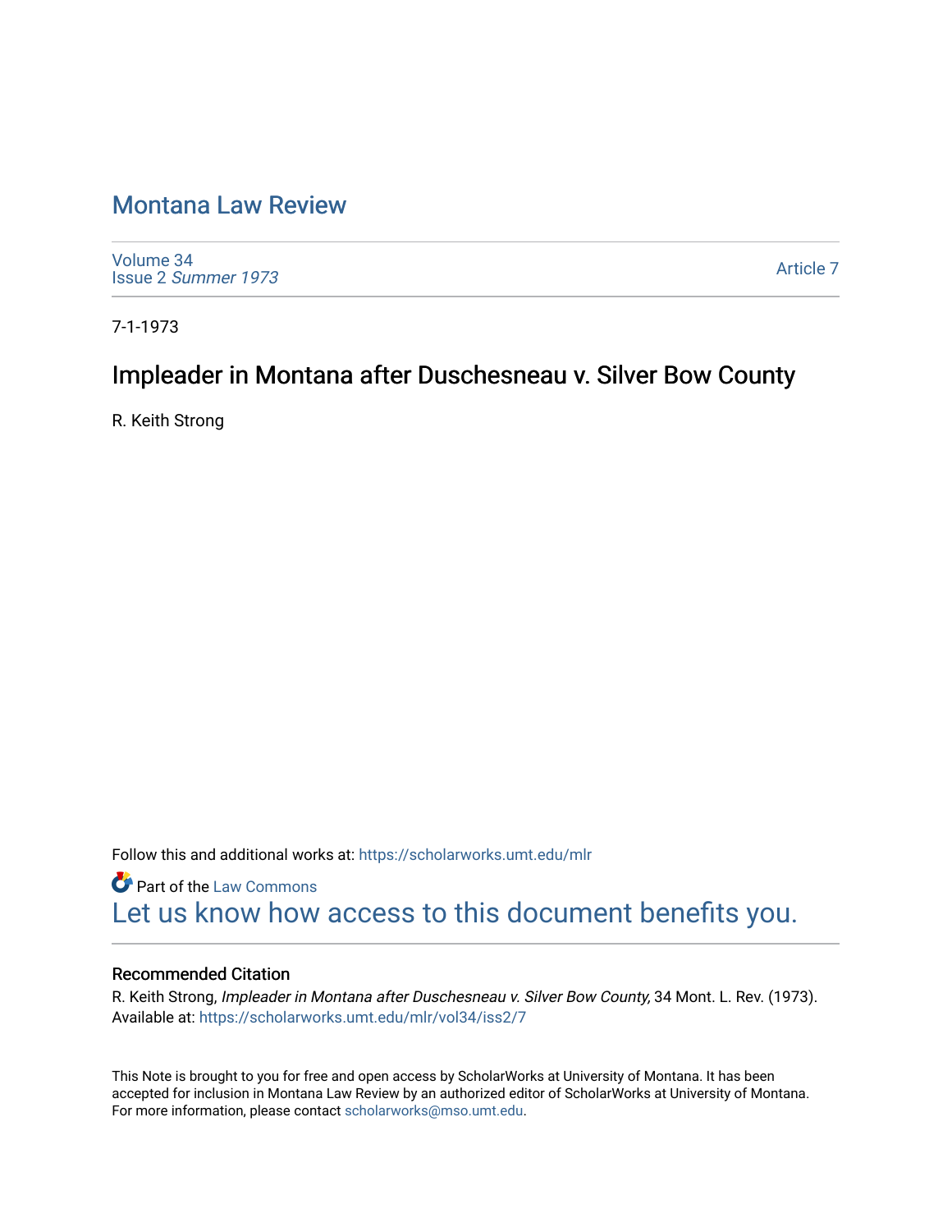# Montana Law Review

Volume 34
Issue 2 *Summer 1973*

Article 7

7-1-1973

## Impleader in Montana after Duschesneau v. Silver Bow County

R. Keith Strong

Follow this and additional works at: https://scholarworks.umt.edu/mlr

Part of the Law Commons

Let us know how access to this document benefits you.

### Recommended Citation

R. Keith Strong, *Impleader in Montana after Duschesneau v. Silver Bow County,* 34 Mont. L. Rev. (1973).
Available at: https://scholarworks.umt.edu/mlr/vol34/iss2/7

This Note is brought to you for free and open access by ScholarWorks at University of Montana. It has been accepted for inclusion in Montana Law Review by an authorized editor of ScholarWorks at University of Montana. For more information, please contact scholarworks@mso.umt.edu.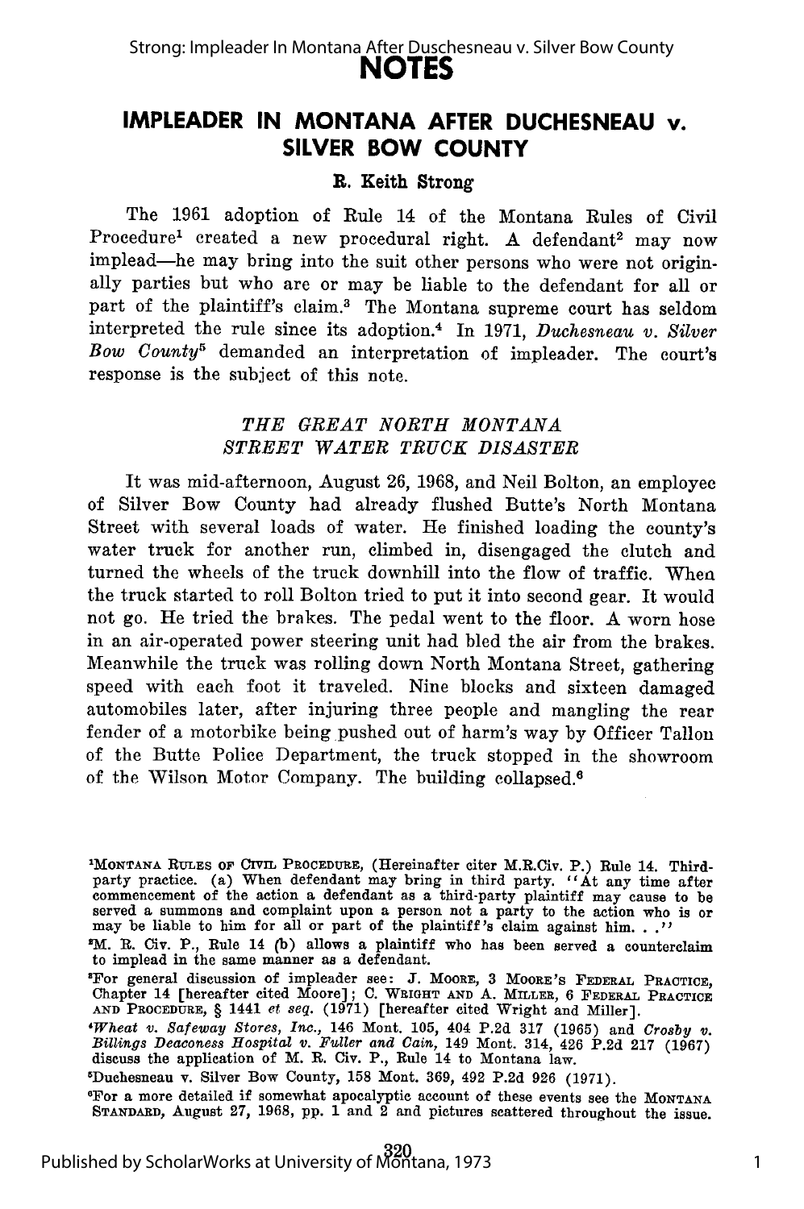# NOTES

## IMPLEADER IN MONTANA AFTER DUCHESNEAU v. SILVER BOW COUNTY

**R. Keith Strong**

The 1961 adoption of Rule 14 of the Montana Rules of Civil Procedure[1] created a new procedural right. A defendant[2] may now implead—he may bring into the suit other persons who were not originally parties but who are or may be liable to the defendant for all or part of the plaintiff's claim.[3] The Montana supreme court has seldom interpreted the rule since its adoption.[4] In 1971, *Duchesneau v. Silver Bow County*[5] demanded an interpretation of impleader. The court's response is the subject of this note.

### *THE GREAT NORTH MONTANA STREET WATER TRUCK DISASTER*

It was mid-afternoon, August 26, 1968, and Neil Bolton, an employee of Silver Bow County had already flushed Butte's North Montana Street with several loads of water. He finished loading the county's water truck for another run, climbed in, disengaged the clutch and turned the wheels of the truck downhill into the flow of traffic. When the truck started to roll Bolton tried to put it into second gear. It would not go. He tried the brakes. The pedal went to the floor. A worn hose in an air-operated power steering unit had bled the air from the brakes. Meanwhile the truck was rolling down North Montana Street, gathering speed with each foot it traveled. Nine blocks and sixteen damaged automobiles later, after injuring three people and mangling the rear fender of a motorbike being pushed out of harm's way by Officer Tallon of the Butte Police Department, the truck stopped in the showroom of the Wilson Motor Company. The building collapsed.[6]

---

[1]MONTANA RULES OF CIVIL PROCEDURE, (Hereinafter citer M.R.Civ. P.) Rule 14. Third-party practice. (a) When defendant may bring in third party. "At any time after commencement of the action a defendant as a third-party plaintiff may cause to be served a summons and complaint upon a person not a party to the action who is or may be liable to him for all or part of the plaintiff's claim against him. . ."

[2]M. R. Civ. P., Rule 14 (b) allows a plaintiff who has been served a counterclaim to implead in the same manner as a defendant.

[3]For general discussion of impleader see: J. MOORE, 3 MOORE'S FEDERAL PRACTICE, Chapter 14 [hereafter cited Moore]; C. WRIGHT AND A. MILLER, 6 FEDERAL PRACTICE AND PROCEDURE, § 1441 *et seq.* (1971) [hereafter cited Wright and Miller].

[4]*Wheat v. Safeway Stores, Inc.*, 146 Mont. 105, 404 P.2d 317 (1965) and *Crosby v. Billings Deaconess Hospital v. Fuller and Cain*, 149 Mont. 314, 426 P.2d 217 (1967) discuss the application of M. R. Civ. P., Rule 14 to Montana law.

[5]Duchesneau v. Silver Bow County, 158 Mont. 369, 492 P.2d 926 (1971).

[6]For a more detailed if somewhat apocalyptic account of these events see the MONTANA STANDARD, August 27, 1968, pp. 1 and 2 and pictures scattered throughout the issue.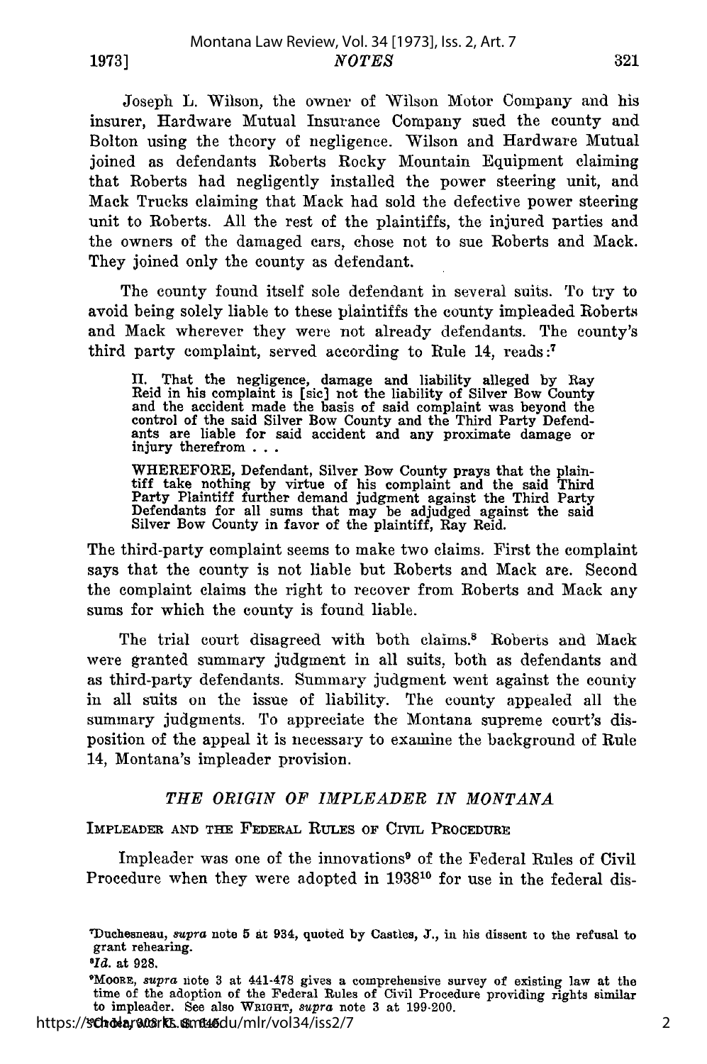Joseph L. Wilson, the owner of Wilson Motor Company and his insurer, Hardware Mutual Insurance Company sued the county and Bolton using the theory of negligence. Wilson and Hardware Mutual joined as defendants Roberts Rocky Mountain Equipment claiming that Roberts had negligently installed the power steering unit, and Mack Trucks claiming that Mack had sold the defective power steering unit to Roberts. All the rest of the plaintiffs, the injured parties and the owners of the damaged cars, chose not to sue Roberts and Mack. They joined only the county as defendant.

The county found itself sole defendant in several suits. To try to avoid being solely liable to these plaintiffs the county impleaded Roberts and Mack wherever they were not already defendants. The county's third party complaint, served according to Rule 14, reads:[7]

> II. That the negligence, damage and liability alleged by Ray Reid in his complaint is [sic] not the liability of Silver Bow County and the accident made the basis of said complaint was beyond the control of the said Silver Bow County and the Third Party Defendants are liable for said accident and any proximate damage or injury therefrom . . .
>
> WHEREFORE, Defendant, Silver Bow County prays that the plaintiff take nothing by virtue of his complaint and the said Third Party Plaintiff further demand judgment against the Third Party Defendants for all sums that may be adjudged against the said Silver Bow County in favor of the plaintiff, Ray Reid.

The third-party complaint seems to make two claims. First the complaint says that the county is not liable but Roberts and Mack are. Second the complaint claims the right to recover from Roberts and Mack any sums for which the county is found liable.

The trial court disagreed with both claims.[8] Roberts and Mack were granted summary judgment in all suits, both as defendants and as third-party defendants. Summary judgment went against the county in all suits on the issue of liability. The county appealed all the summary judgments. To appreciate the Montana supreme court's disposition of the appeal it is necessary to examine the background of Rule 14, Montana's impleader provision.

## *THE ORIGIN OF IMPLEADER IN MONTANA*

### IMPLEADER AND THE FEDERAL RULES OF CIVIL PROCEDURE

Impleader was one of the innovations[9] of the Federal Rules of Civil Procedure when they were adopted in 1938[10] for use in the federal dis-

---

[7]Duchesneau, *supra* note 5 at 934, quoted by Castles, J., in his dissent to the refusal to grant rehearing.

[8]*Id.* at 928.

[9]MOORE, *supra* note 3 at 441-478 gives a comprehensive survey of existing law at the time of the adoption of the Federal Rules of Civil Procedure providing rights similar to impleader. See also WRIGHT, *supra* note 3 at 199-200.

[10]Chadbourne, ... 645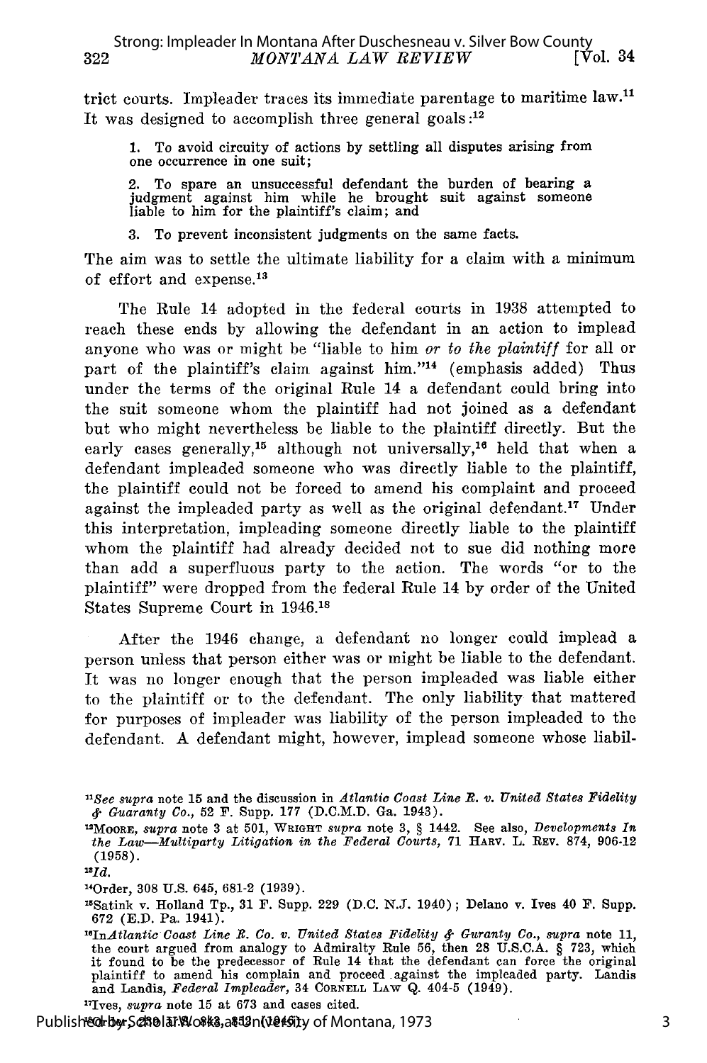trict courts. Impleader traces its immediate parentage to maritime law.[11] It was designed to accomplish three general goals:[12]

1. To avoid circuity of actions by settling all disputes arising from one occurrence in one suit;

2. To spare an unsuccessful defendant the burden of bearing a judgment against him while he brought suit against someone liable to him for the plaintiff's claim; and

3. To prevent inconsistent judgments on the same facts.

The aim was to settle the ultimate liability for a claim with a minimum of effort and expense.[13]

The Rule 14 adopted in the federal courts in 1938 attempted to reach these ends by allowing the defendant in an action to implead anyone who was or might be "liable to him *or to the plaintiff* for all or part of the plaintiff's claim against him."[14] (emphasis added) Thus under the terms of the original Rule 14 a defendant could bring into the suit someone whom the plaintiff had not joined as a defendant but who might nevertheless be liable to the plaintiff directly. But the early cases generally,[15] although not universally,[16] held that when a defendant impleaded someone who was directly liable to the plaintiff, the plaintiff could not be forced to amend his complaint and proceed against the impleaded party as well as the original defendant.[17] Under this interpretation, impleading someone directly liable to the plaintiff whom the plaintiff had already decided not to sue did nothing more than add a superfluous party to the action. The words "or to the plaintiff" were dropped from the federal Rule 14 by order of the United States Supreme Court in 1946.[18]

After the 1946 change, a defendant no longer could implead a person unless that person either was or might be liable to the defendant. It was no longer enough that the person impleaded was liable either to the plaintiff or to the defendant. The only liability that mattered for purposes of impleader was liability of the person impleaded to the defendant. A defendant might, however, implead someone whose liabil-

---

[11]*See supra* note 15 and the discussion in *Atlantic Coast Line R. v. United States Fidelity & Guaranty Co.*, 52 F. Supp. 177 (D.C.M.D. Ga. 1943).

[12]MOORE, *supra* note 3 at 501, WRIGHT *supra* note 3, § 1442. See also, *Developments In the Law—Multiparty Litigation in the Federal Courts*, 71 HARV. L. REV. 874, 906-12 (1958).

[13]*Id.*

[14]Order, 308 U.S. 645, 681-2 (1939).

[15]Satink v. Holland Tp., 31 F. Supp. 229 (D.C. N.J. 1940); Delano v. Ives 40 F. Supp. 672 (E.D. Pa. 1941).

[16]In *Atlantic Coast Line R. Co. v. United States Fidelity & Guranty Co., supra* note 11, the court argued from analogy to Admiralty Rule 56, then 28 U.S.C.A. § 723, which it found to be the predecessor of Rule 14 that the defendant can force the original plaintiff to amend his complain and proceed against the impleaded party. Landis and Landis, *Federal Impleader*, 34 CORNELL LAW Q. 404-5 (1949).

[17]Ives, *supra* note 15 at 673 and cases cited.

[18]329 U.S. 843, 853 (1946).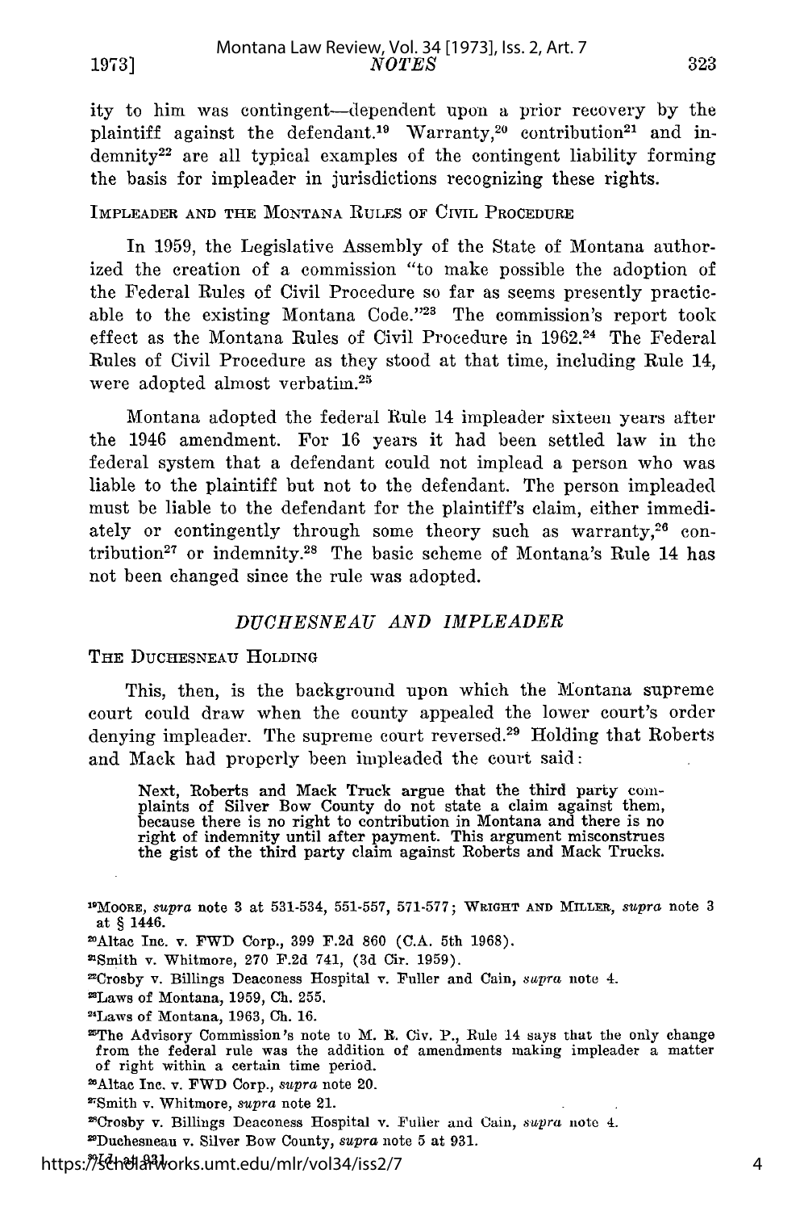ity to him was contingent—dependent upon a prior recovery by the plaintiff against the defendant.[19] Warranty,[20] contribution[21] and indemnity[22] are all typical examples of the contingent liability forming the basis for impleader in jurisdictions recognizing these rights.

IMPLEADER AND THE MONTANA RULES OF CIVIL PROCEDURE

In 1959, the Legislative Assembly of the State of Montana authorized the creation of a commission "to make possible the adoption of the Federal Rules of Civil Procedure so far as seems presently practicable to the existing Montana Code."[23] The commission's report took effect as the Montana Rules of Civil Procedure in 1962.[24] The Federal Rules of Civil Procedure as they stood at that time, including Rule 14, were adopted almost verbatim.[25]

Montana adopted the federal Rule 14 impleader sixteen years after the 1946 amendment. For 16 years it had been settled law in the federal system that a defendant could not implead a person who was liable to the plaintiff but not to the defendant. The person impleaded must be liable to the defendant for the plaintiff's claim, either immediately or contingently through some theory such as warranty,[26] contribution[27] or indemnity.[28] The basic scheme of Montana's Rule 14 has not been changed since the rule was adopted.

## *DUCHESNEAU AND IMPLEADER*

THE DUCHESNEAU HOLDING

This, then, is the background upon which the Montana supreme court could draw when the county appealed the lower court's order denying impleader. The supreme court reversed.[29] Holding that Roberts and Mack had properly been impleaded the court said:

> Next, Roberts and Mack Truck argue that the third party complaints of Silver Bow County do not state a claim against them, because there is no right to contribution in Montana and there is no right of indemnity until after payment. This argument misconstrues the gist of the third party claim against Roberts and Mack Trucks.

[19]MOORE, *supra* note 3 at 531-534, 551-557, 571-577; WRIGHT AND MILLER, *supra* note 3 at § 1446.

[20]Altac Inc. v. FWD Corp., 399 F.2d 860 (C.A. 5th 1968).

[21]Smith v. Whitmore, 270 F.2d 741, (3d Cir. 1959).

[22]Crosby v. Billings Deaconess Hospital v. Fuller and Cain, *supra* note 4.

[23]Laws of Montana, 1959, Ch. 255.

[24]Laws of Montana, 1963, Ch. 16.

[25]The Advisory Commission's note to M. R. Civ. P., Rule 14 says that the only change from the federal rule was the addition of amendments making impleader a matter of right within a certain time period.

[26]Altac Inc. v. FWD Corp., *supra* note 20.

[27]Smith v. Whitmore, *supra* note 21.

[28]Crosby v. Billings Deaconess Hospital v. Fuller and Cain, *supra* note 4.

[29]Duchesneau v. Silver Bow County, *supra* note 5 at 931.

[30]*Id.* at 931.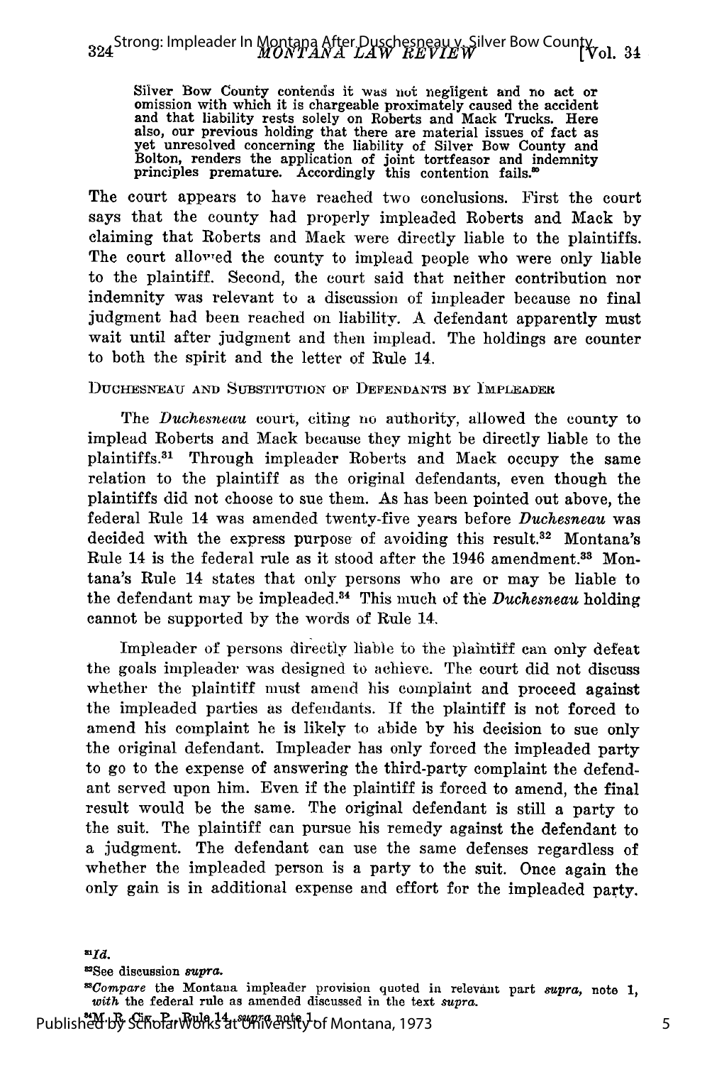> Silver Bow County contends it was not negligent and no act or omission with which it is chargeable proximately caused the accident and that liability rests solely on Roberts and Mack Trucks. Here also, our previous holding that there are material issues of fact as yet unresolved concerning the liability of Silver Bow County and Bolton, renders the application of joint tortfeasor and indemnity principles premature. Accordingly this contention fails.[30]

The court appears to have reached two conclusions. First the court says that the county had properly impleaded Roberts and Mack by claiming that Roberts and Mack were directly liable to the plaintiffs. The court allowed the county to implead people who were only liable to the plaintiff. Second, the court said that neither contribution nor indemnity was relevant to a discussion of impleader because no final judgment had been reached on liability. A defendant apparently must wait until after judgment and then implead. The holdings are counter to both the spirit and the letter of Rule 14.

## DUCHESNEAU AND SUBSTITUTION OF DEFENDANTS BY IMPLEADER

The *Duchesneau* court, citing no authority, allowed the county to implead Roberts and Mack because they might be directly liable to the plaintiffs.[31] Through impleader Roberts and Mack occupy the same relation to the plaintiff as the original defendants, even though the plaintiffs did not choose to sue them. As has been pointed out above, the federal Rule 14 was amended twenty-five years before *Duchesneau* was decided with the express purpose of avoiding this result.[32] Montana's Rule 14 is the federal rule as it stood after the 1946 amendment.[33] Montana's Rule 14 states that only persons who are or may be liable to the defendant may be impleaded.[34] This much of the *Duchesneau* holding cannot be supported by the words of Rule 14.

Impleader of persons directly liable to the plaintiff can only defeat the goals impleader was designed to achieve. The court did not discuss whether the plaintiff must amend his complaint and proceed against the impleaded parties as defendants. If the plaintiff is not forced to amend his complaint he is likely to abide by his decision to sue only the original defendant. Impleader has only forced the impleaded party to go to the expense of answering the third-party complaint the defendant served upon him. Even if the plaintiff is forced to amend, the final result would be the same. The original defendant is still a party to the suit. The plaintiff can pursue his remedy against the defendant to a judgment. The defendant can use the same defenses regardless of whether the impleaded person is a party to the suit. Once again the only gain is in additional expense and effort for the impleaded party.

---

[31] *Id.*

[32] See discussion *supra.*

[33] *Compare* the Montana impleader provision quoted in relevant part *supra,* note 1, *with* the federal rule as amended discussed in the text *supra.*

[34] M. R. Civ. P., Rule 14, *supra* note 1.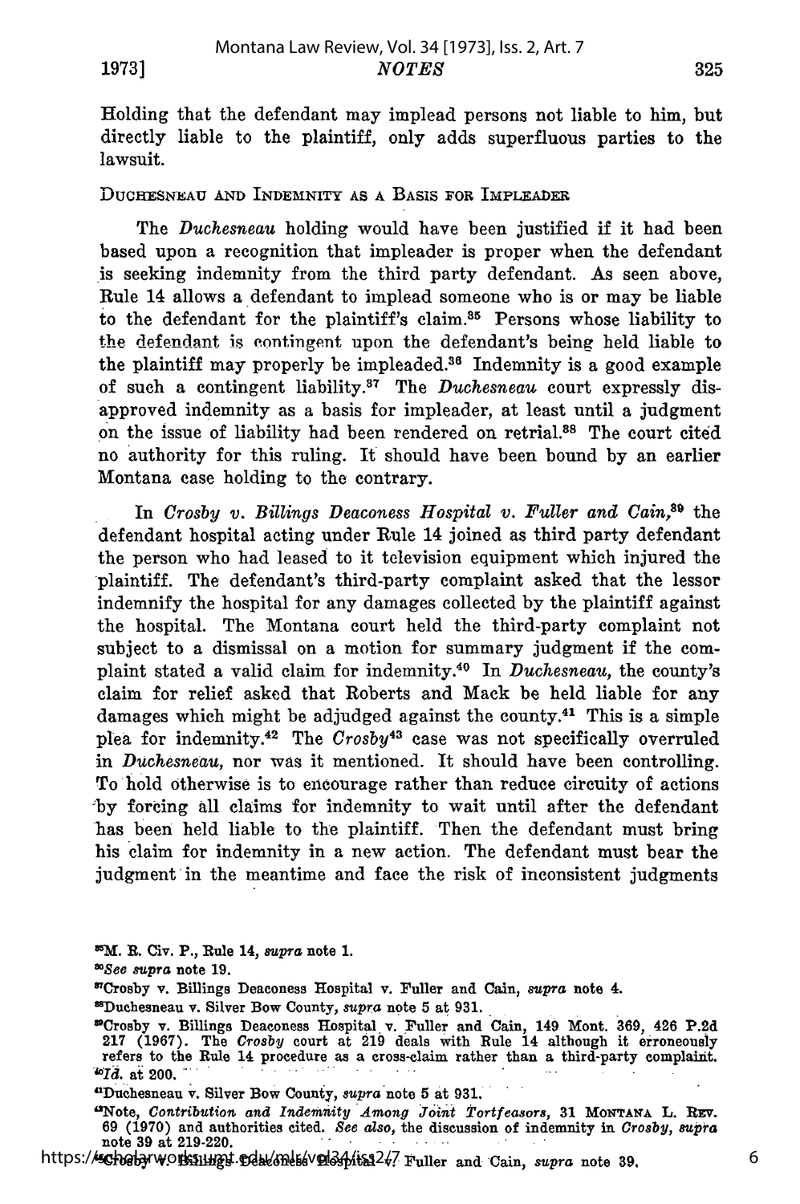Holding that the defendant may implead persons not liable to him, but directly liable to the plaintiff, only adds superfluous parties to the lawsuit.

DUCHESNEAU AND INDEMNITY AS A BASIS FOR IMPLEADER

The *Duchesneau* holding would have been justified if it had been based upon a recognition that impleader is proper when the defendant is seeking indemnity from the third party defendant. As seen above, Rule 14 allows a defendant to implead someone who is or may be liable to the defendant for the plaintiff's claim.[35] Persons whose liability to the defendant is contingent upon the defendant's being held liable to the plaintiff may properly be impleaded.[36] Indemnity is a good example of such a contingent liability.[37] The *Duchesneau* court expressly disapproved indemnity as a basis for impleader, at least until a judgment on the issue of liability had been rendered on retrial.[38] The court cited no authority for this ruling. It should have been bound by an earlier Montana case holding to the contrary.

In *Crosby v. Billings Deaconess Hospital v. Fuller and Cain*,[39] the defendant hospital acting under Rule 14 joined as third party defendant the person who had leased to it television equipment which injured the plaintiff. The defendant's third-party complaint asked that the lessor indemnify the hospital for any damages collected by the plaintiff against the hospital. The Montana court held the third-party complaint not subject to a dismissal on a motion for summary judgment if the complaint stated a valid claim for indemnity.[40] In *Duchesneau*, the county's claim for relief asked that Roberts and Mack be held liable for any damages which might be adjudged against the county.[41] This is a simple plea for indemnity.[42] The *Crosby*[43] case was not specifically overruled in *Duchesneau*, nor was it mentioned. It should have been controlling. To hold otherwise is to encourage rather than reduce circuity of actions by forcing all claims for indemnity to wait until after the defendant has been held liable to the plaintiff. Then the defendant must bring his claim for indemnity in a new action. The defendant must bear the judgment in the meantime and face the risk of inconsistent judgments

---

[35] M. R. Civ. P., Rule 14, *supra* note 1.

[36] *See supra* note 19.

[37] Crosby v. Billings Deaconess Hospital v. Fuller and Cain, *supra* note 4.

[38] Duchesneau v. Silver Bow County, *supra* note 5 at 931.

[39] Crosby v. Billings Deaconess Hospital v. Fuller and Cain, 149 Mont. 369, 426 P.2d 217 (1967). The *Crosby* court at 219 deals with Rule 14 although it erroneously refers to the Rule 14 procedure as a cross-claim rather than a third-party complaint.

[40] *Id.* at 200.

[41] Duchesneau v. Silver Bow County, *supra* note 5 at 931.

[42] Note, *Contribution and Indemnity Among Joint Tortfeasors*, 31 MONTANA L. REV. 69 (1970) and authorities cited. *See also*, the discussion of indemnity in *Crosby, supra* note 39 at 219-220.

[43] Crosby v. Billings Deaconess Hospital v. Fuller and Cain, *supra* note 39.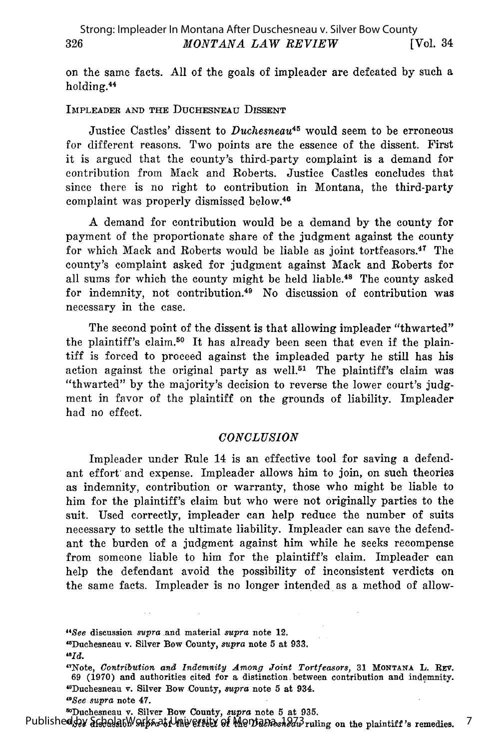on the same facts. All of the goals of impleader are defeated by such a holding.[44]

IMPLEADER AND THE DUCHESNEAU DISSENT

Justice Castles' dissent to *Duchesneau*[45] would seem to be erroneous for different reasons. Two points are the essence of the dissent. First it is argued that the county's third-party complaint is a demand for contribution from Mack and Roberts. Justice Castles concludes that since there is no right to contribution in Montana, the third-party complaint was properly dismissed below.[46]

A demand for contribution would be a demand by the county for payment of the proportionate share of the judgment against the county for which Mack and Roberts would be liable as joint tortfeasors.[47] The county's complaint asked for judgment against Mack and Roberts for all sums for which the county might be held liable.[48] The county asked for indemnity, not contribution.[49] No discussion of contribution was necessary in the case.

The second point of the dissent is that allowing impleader "thwarted" the plaintiff's claim.[50] It has already been seen that even if the plaintiff is forced to proceed against the impleaded party he still has his action against the original party as well.[51] The plaintiff's claim was "thwarted" by the majority's decision to reverse the lower court's judgment in favor of the plaintiff on the grounds of liability. Impleader had no effect.

## CONCLUSION

Impleader under Rule 14 is an effective tool for saving a defendant effort and expense. Impleader allows him to join, on such theories as indemnity, contribution or warranty, those who might be liable to him for the plaintiff's claim but who were not originally parties to the suit. Used correctly, impleader can help reduce the number of suits necessary to settle the ultimate liability. Impleader can save the defendant the burden of a judgment against him while he seeks recompense from someone liable to him for the plaintiff's claim. Impleader can help the defendant avoid the possibility of inconsistent verdicts on the same facts. Impleader is no longer intended as a method of allow-

---

[44]*See* discussion *supra* and material *supra* note 12.

[45]Duchesneau v. Silver Bow County, *supra* note 5 at 933.

[46]*Id.*

[47]Note, *Contribution and Indemnity Among Joint Tortfeasors*, 31 MONTANA L. REV. 69 (1970) and authorities cited for a distinction between contribution and indemnity.

[48]Duchesneau v. Silver Bow County, *supra* note 5 at 934.

[49]*See supra* note 47.

[50]Duchesneau v. Silver Bow County, *supra* note 5 at 935.

[51]*See* discussion *supra* of the effect of the *Duchesneau* ruling on the plaintiff's remedies.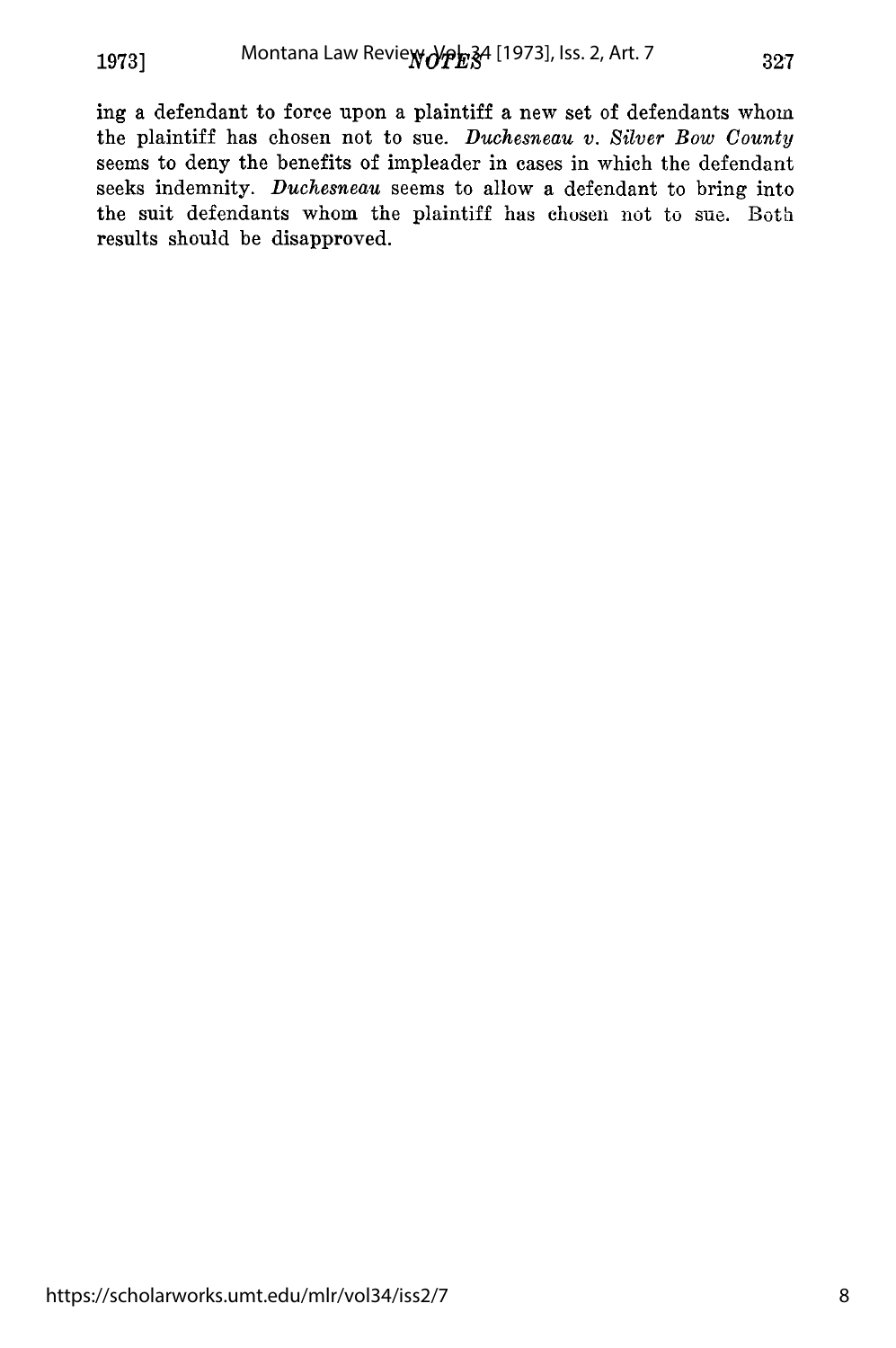ing a defendant to force upon a plaintiff a new set of defendants whom the plaintiff has chosen not to sue. *Duchesneau v. Silver Bow County* seems to deny the benefits of impleader in cases in which the defendant seeks indemnity. *Duchesneau* seems to allow a defendant to bring into the suit defendants whom the plaintiff has chosen not to sue. Both results should be disapproved.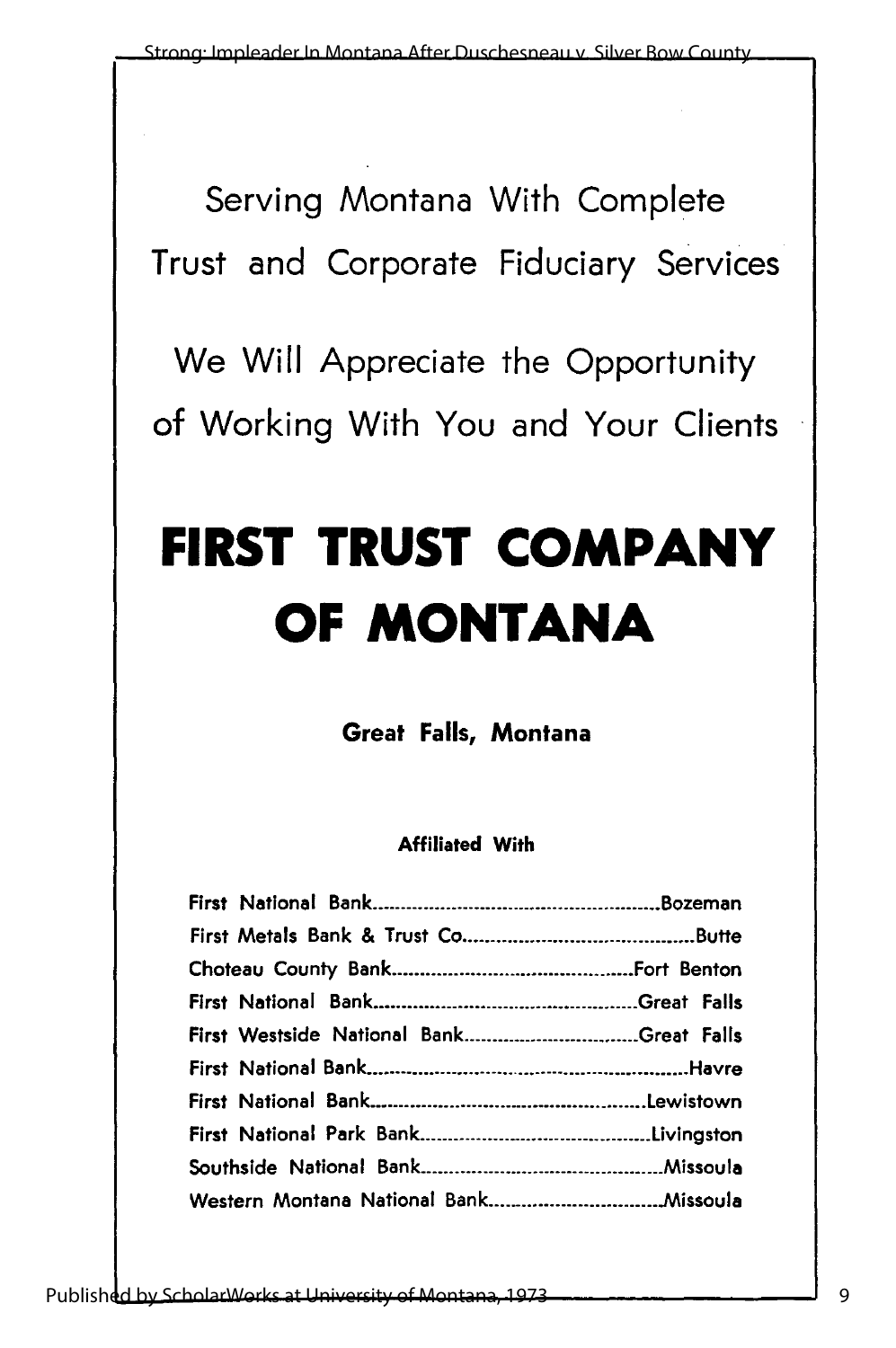Serving Montana With Complete Trust and Corporate Fiduciary Services

We Will Appreciate the Opportunity of Working With You and Your Clients

# FIRST TRUST COMPANY OF MONTANA

**Great Falls, Montana**

**Affiliated With**

| | |
|---|---|
| First National Bank | Bozeman |
| First Metals Bank & Trust Co. | Butte |
| Choteau County Bank | Fort Benton |
| First National Bank | Great Falls |
| First Westside National Bank | Great Falls |
| First National Bank | Havre |
| First National Bank | Lewistown |
| First National Park Bank | Livingston |
| Southside National Bank | Missoula |
| Western Montana National Bank | Missoula |